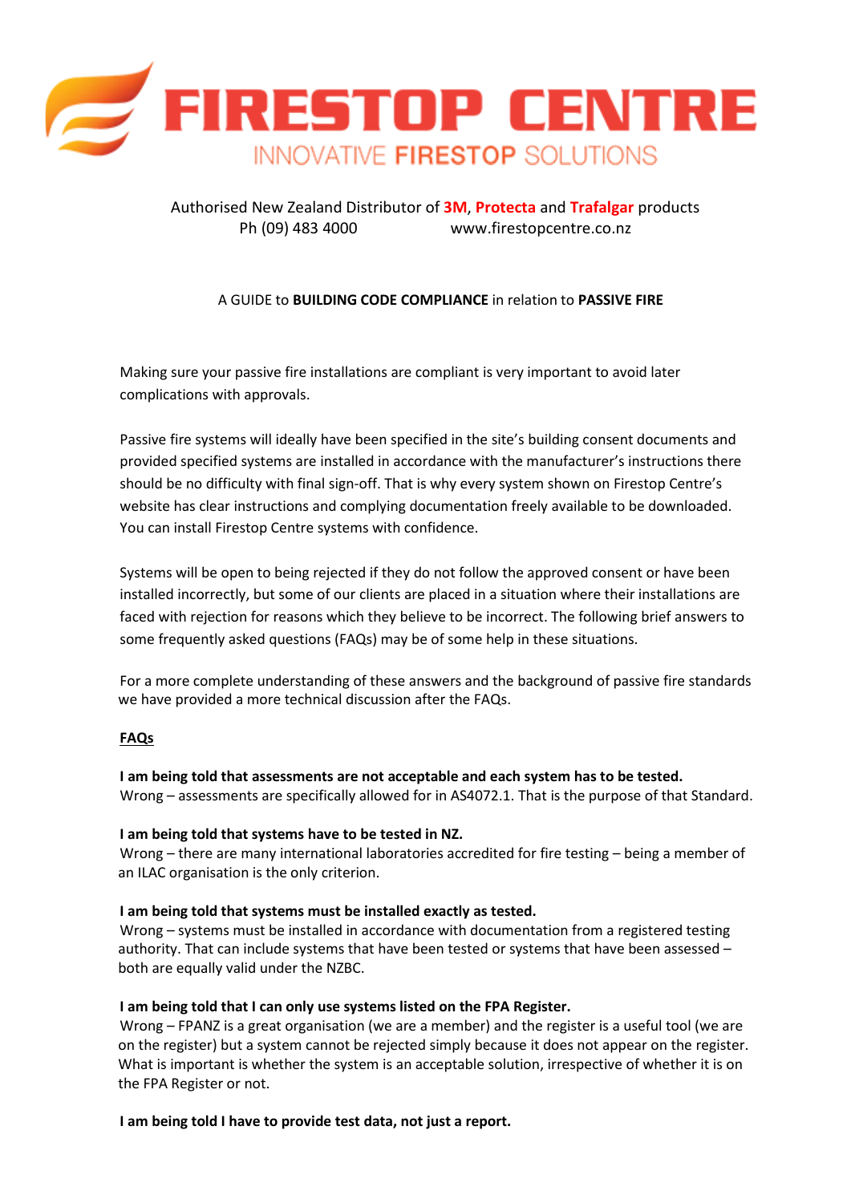# FIRESTOP CENTRE

INNOVATIVE **FIRESTOP** SOLUTIONS

Authorised New Zealand Distributor of **3M**, **Protecta** and **Trafalgar** products
Ph (09) 483 4000 www.firestopcentre.co.nz

A GUIDE to **BUILDING CODE COMPLIANCE** in relation to **PASSIVE FIRE**

Making sure your passive fire installations are compliant is very important to avoid later complications with approvals.

Passive fire systems will ideally have been specified in the site's building consent documents and provided specified systems are installed in accordance with the manufacturer's instructions there should be no difficulty with final sign-off. That is why every system shown on Firestop Centre's website has clear instructions and complying documentation freely available to be downloaded. You can install Firestop Centre systems with confidence.

Systems will be open to being rejected if they do not follow the approved consent or have been installed incorrectly, but some of our clients are placed in a situation where their installations are faced with rejection for reasons which they believe to be incorrect. The following brief answers to some frequently asked questions (FAQs) may be of some help in these situations.

For a more complete understanding of these answers and the background of passive fire standards we have provided a more technical discussion after the FAQs.

## FAQs

**I am being told that assessments are not acceptable and each system has to be tested.**
Wrong – assessments are specifically allowed for in AS4072.1. That is the purpose of that Standard.

**I am being told that systems have to be tested in NZ.**
Wrong – there are many international laboratories accredited for fire testing – being a member of an ILAC organisation is the only criterion.

**I am being told that systems must be installed exactly as tested.**
Wrong – systems must be installed in accordance with documentation from a registered testing authority. That can include systems that have been tested or systems that have been assessed – both are equally valid under the NZBC.

**I am being told that I can only use systems listed on the FPA Register.**
Wrong – FPANZ is a great organisation (we are a member) and the register is a useful tool (we are on the register) but a system cannot be rejected simply because it does not appear on the register. What is important is whether the system is an acceptable solution, irrespective of whether it is on the FPA Register or not.

**I am being told I have to provide test data, not just a report.**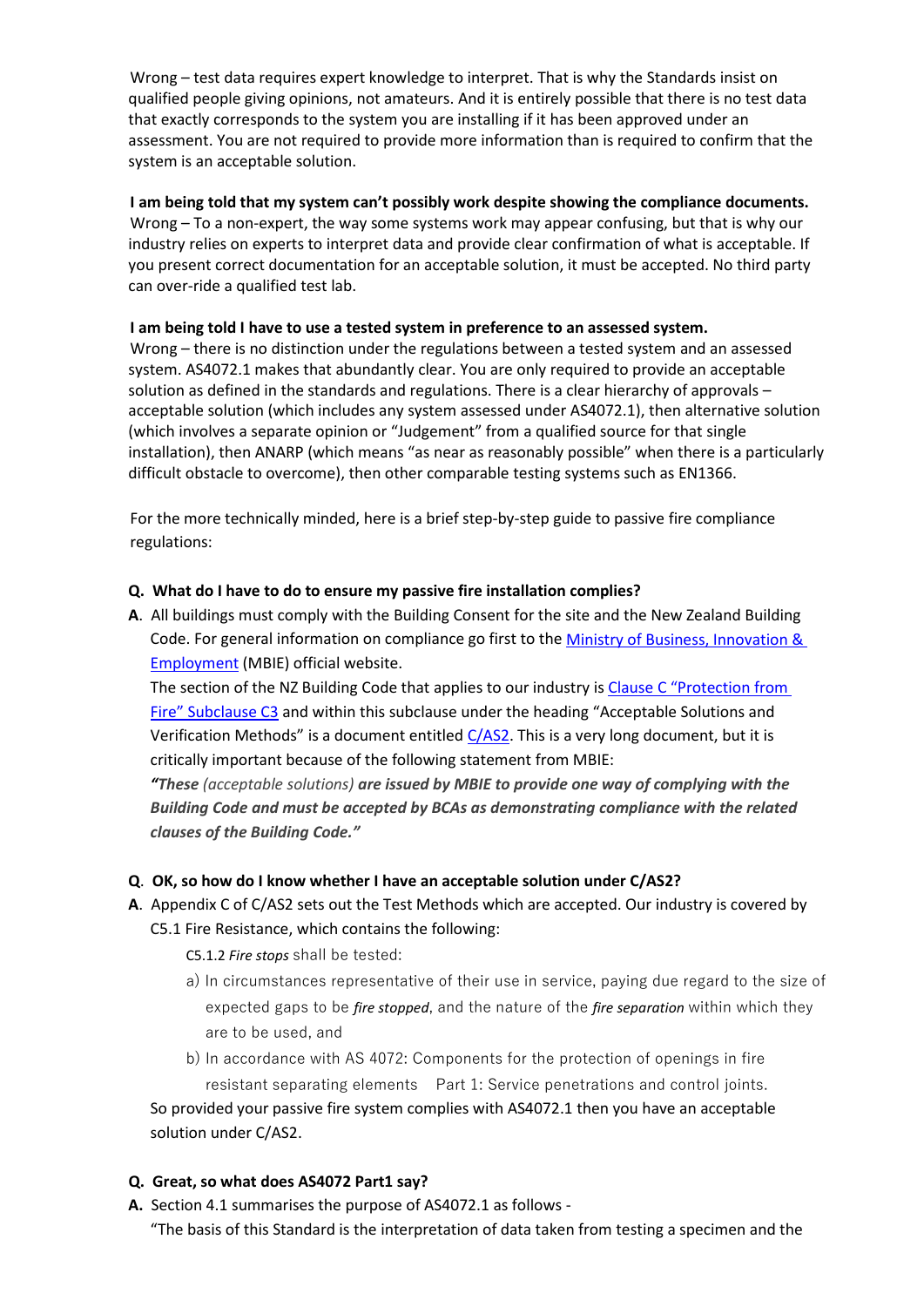Wrong – test data requires expert knowledge to interpret. That is why the Standards insist on qualified people giving opinions, not amateurs. And it is entirely possible that there is no test data that exactly corresponds to the system you are installing if it has been approved under an assessment. You are not required to provide more information than is required to confirm that the system is an acceptable solution.

**I am being told that my system can't possibly work despite showing the compliance documents.**
Wrong – To a non-expert, the way some systems work may appear confusing, but that is why our industry relies on experts to interpret data and provide clear confirmation of what is acceptable. If you present correct documentation for an acceptable solution, it must be accepted. No third party can over-ride a qualified test lab.

**I am being told I have to use a tested system in preference to an assessed system.**
Wrong – there is no distinction under the regulations between a tested system and an assessed system. AS4072.1 makes that abundantly clear. You are only required to provide an acceptable solution as defined in the standards and regulations. There is a clear hierarchy of approvals – acceptable solution (which includes any system assessed under AS4072.1), then alternative solution (which involves a separate opinion or "Judgement" from a qualified source for that single installation), then ANARP (which means "as near as reasonably possible" when there is a particularly difficult obstacle to overcome), then other comparable testing systems such as EN1366.

For the more technically minded, here is a brief step-by-step guide to passive fire compliance regulations:

**Q. What do I have to do to ensure my passive fire installation complies?**

**A**. All buildings must comply with the Building Consent for the site and the New Zealand Building Code. For general information on compliance go first to the [Ministry of Business, Innovation & Employment](#) (MBIE) official website.
The section of the NZ Building Code that applies to our industry is [Clause C "Protection from Fire" Subclause C3](#) and within this subclause under the heading "Acceptable Solutions and Verification Methods" is a document entitled [C/AS2](#). This is a very long document, but it is critically important because of the following statement from MBIE:
***"These** (acceptable solutions) **are issued by MBIE to provide one way of complying with the Building Code and must be accepted by BCAs as demonstrating compliance with the related clauses of the Building Code."***

**Q. OK, so how do I know whether I have an acceptable solution under C/AS2?**

**A**. Appendix C of C/AS2 sets out the Test Methods which are accepted. Our industry is covered by C5.1 Fire Resistance, which contains the following:

C5.1.2 *Fire stops* shall be tested:

a) In circumstances representative of their use in service, paying due regard to the size of expected gaps to be *fire stopped*, and the nature of the *fire separation* within which they are to be used, and

b) In accordance with AS 4072: Components for the protection of openings in fire resistant separating elements Part 1: Service penetrations and control joints.

So provided your passive fire system complies with AS4072.1 then you have an acceptable solution under C/AS2.

**Q. Great, so what does AS4072 Part1 say?**

**A.** Section 4.1 summarises the purpose of AS4072.1 as follows -
"The basis of this Standard is the interpretation of data taken from testing a specimen and the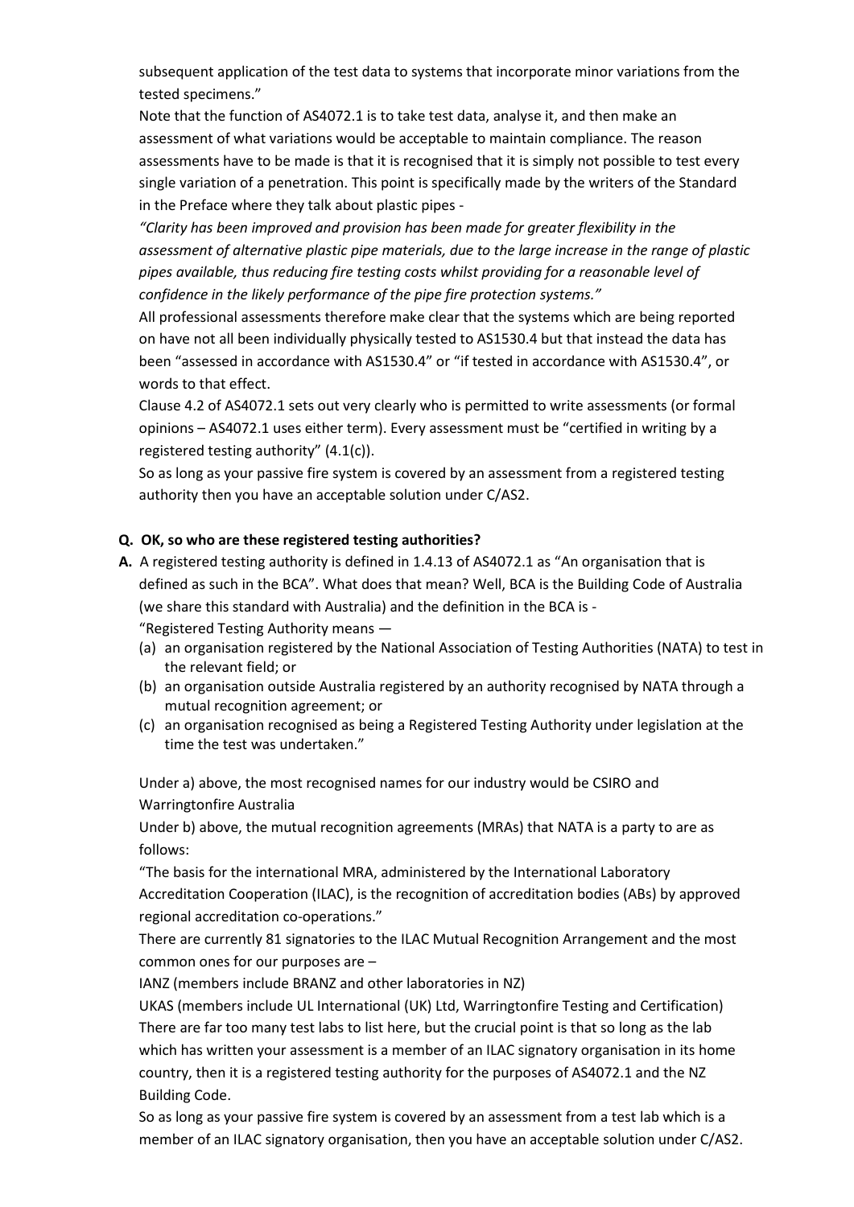subsequent application of the test data to systems that incorporate minor variations from the tested specimens."

Note that the function of AS4072.1 is to take test data, analyse it, and then make an assessment of what variations would be acceptable to maintain compliance. The reason assessments have to be made is that it is recognised that it is simply not possible to test every single variation of a penetration. This point is specifically made by the writers of the Standard in the Preface where they talk about plastic pipes -

*"Clarity has been improved and provision has been made for greater flexibility in the assessment of alternative plastic pipe materials, due to the large increase in the range of plastic pipes available, thus reducing fire testing costs whilst providing for a reasonable level of confidence in the likely performance of the pipe fire protection systems."*

All professional assessments therefore make clear that the systems which are being reported on have not all been individually physically tested to AS1530.4 but that instead the data has been "assessed in accordance with AS1530.4" or "if tested in accordance with AS1530.4", or words to that effect.

Clause 4.2 of AS4072.1 sets out very clearly who is permitted to write assessments (or formal opinions – AS4072.1 uses either term). Every assessment must be "certified in writing by a registered testing authority" (4.1(c)).

So as long as your passive fire system is covered by an assessment from a registered testing authority then you have an acceptable solution under C/AS2.

**Q. OK, so who are these registered testing authorities?**

**A.** A registered testing authority is defined in 1.4.13 of AS4072.1 as "An organisation that is defined as such in the BCA". What does that mean? Well, BCA is the Building Code of Australia (we share this standard with Australia) and the definition in the BCA is -

"Registered Testing Authority means —

(a) an organisation registered by the National Association of Testing Authorities (NATA) to test in the relevant field; or
(b) an organisation outside Australia registered by an authority recognised by NATA through a mutual recognition agreement; or
(c) an organisation recognised as being a Registered Testing Authority under legislation at the time the test was undertaken."

Under a) above, the most recognised names for our industry would be CSIRO and Warringtonfire Australia

Under b) above, the mutual recognition agreements (MRAs) that NATA is a party to are as follows:

"The basis for the international MRA, administered by the International Laboratory Accreditation Cooperation (ILAC), is the recognition of accreditation bodies (ABs) by approved regional accreditation co-operations."

There are currently 81 signatories to the ILAC Mutual Recognition Arrangement and the most common ones for our purposes are –

IANZ (members include BRANZ and other laboratories in NZ)

UKAS (members include UL International (UK) Ltd, Warringtonfire Testing and Certification)

There are far too many test labs to list here, but the crucial point is that so long as the lab which has written your assessment is a member of an ILAC signatory organisation in its home country, then it is a registered testing authority for the purposes of AS4072.1 and the NZ Building Code.

So as long as your passive fire system is covered by an assessment from a test lab which is a member of an ILAC signatory organisation, then you have an acceptable solution under C/AS2.